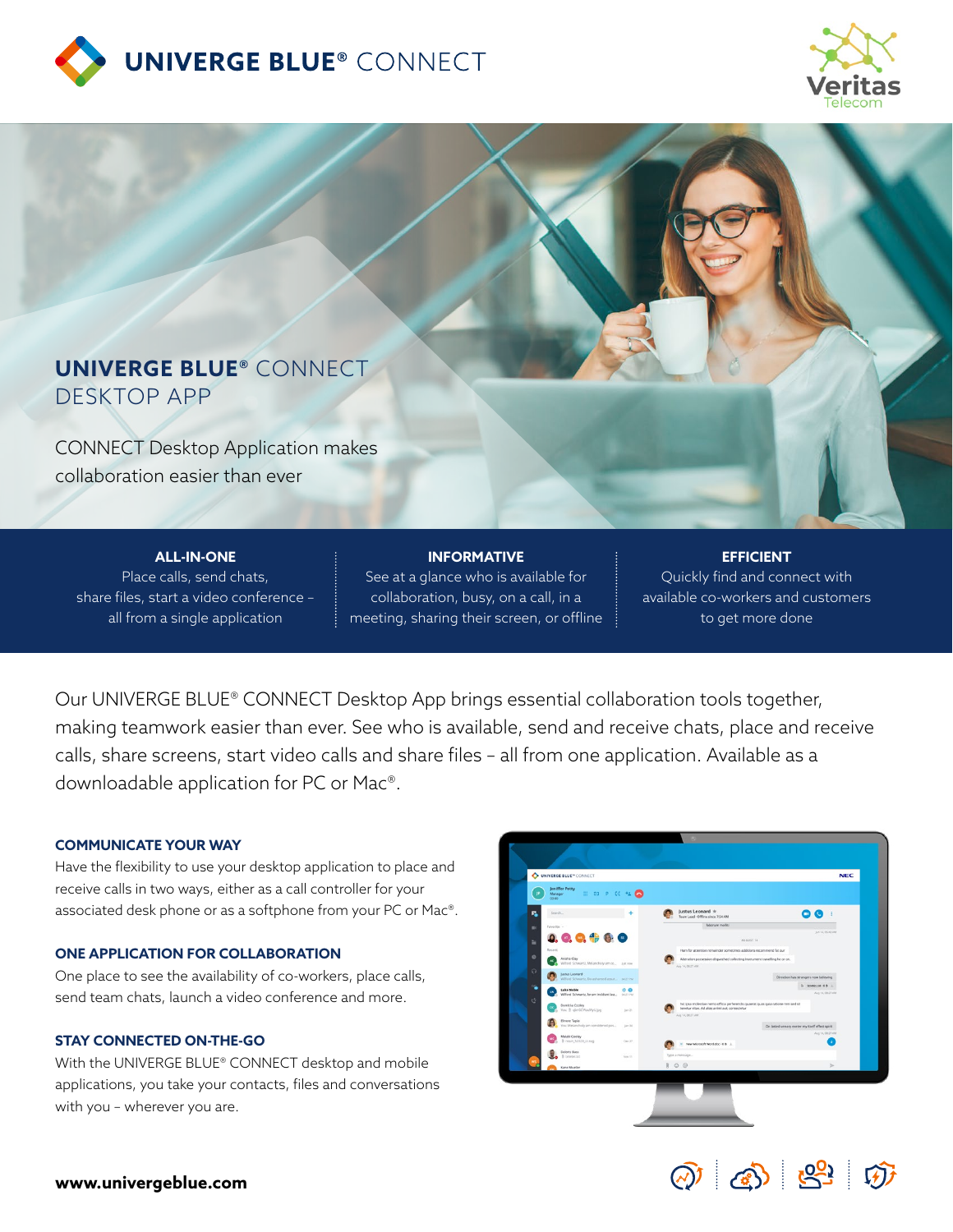# UNIVERGE BLUE® CONNECT

Veritas Telecom

## UNIVERGE BLUE® CONNECT DESKTOP APP

CONNECT Desktop Application makes collaboration easier than ever

**ALL-IN-ONE**
Place calls, send chats, share files, start a video conference – all from a single application

**INFORMATIVE**
See at a glance who is available for collaboration, busy, on a call, in a meeting, sharing their screen, or offline

**EFFICIENT**
Quickly find and connect with available co-workers and customers to get more done

Our UNIVERGE BLUE® CONNECT Desktop App brings essential collaboration tools together, making teamwork easier than ever. See who is available, send and receive chats, place and receive calls, share screens, start video calls and share files – all from one application. Available as a downloadable application for PC or Mac®.

### COMMUNICATE YOUR WAY

Have the flexibility to use your desktop application to place and receive calls in two ways, either as a call controller for your associated desk phone or as a softphone from your PC or Mac®.

### ONE APPLICATION FOR COLLABORATION

One place to see the availability of co-workers, place calls, send team chats, launch a video conference and more.

### STAY CONNECTED ON-THE-GO

With the UNIVERGE BLUE® CONNECT desktop and mobile applications, you take your contacts, files and conversations with you – wherever you are.

**www.univergeblue.com**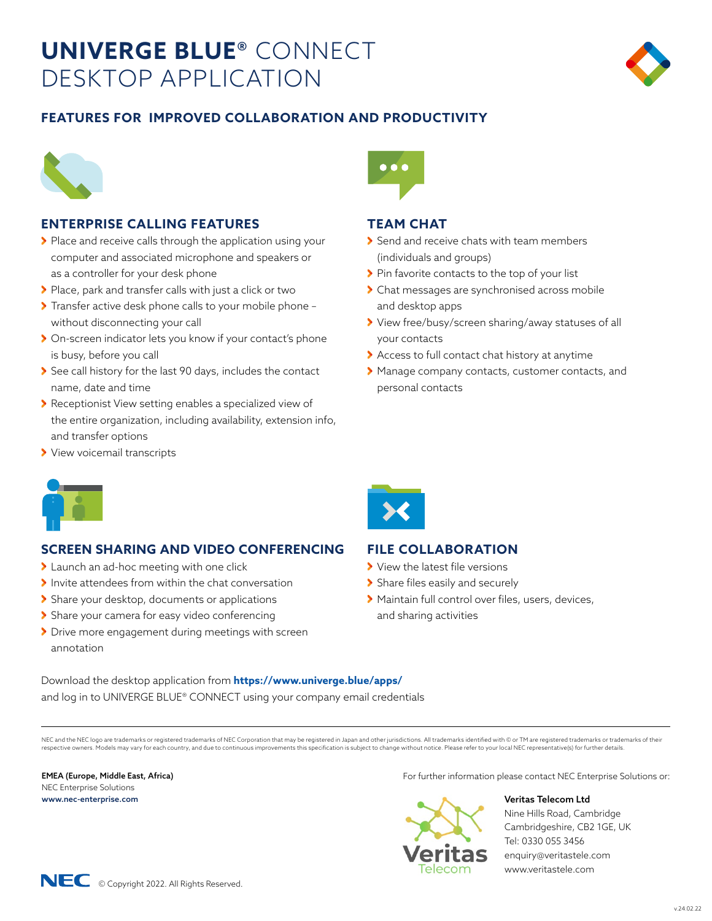# UNIVERGE BLUE® CONNECT DESKTOP APPLICATION

## FEATURES FOR IMPROVED COLLABORATION AND PRODUCTIVITY

### ENTERPRISE CALLING FEATURES

- Place and receive calls through the application using your computer and associated microphone and speakers or as a controller for your desk phone
- Place, park and transfer calls with just a click or two
- Transfer active desk phone calls to your mobile phone – without disconnecting your call
- On-screen indicator lets you know if your contact's phone is busy, before you call
- See call history for the last 90 days, includes the contact name, date and time
- Receptionist View setting enables a specialized view of the entire organization, including availability, extension info, and transfer options
- View voicemail transcripts

### TEAM CHAT

- Send and receive chats with team members (individuals and groups)
- Pin favorite contacts to the top of your list
- Chat messages are synchronised across mobile and desktop apps
- View free/busy/screen sharing/away statuses of all your contacts
- Access to full contact chat history at anytime
- Manage company contacts, customer contacts, and personal contacts

### SCREEN SHARING AND VIDEO CONFERENCING

- Launch an ad-hoc meeting with one click
- Invite attendees from within the chat conversation
- Share your desktop, documents or applications
- Share your camera for easy video conferencing
- Drive more engagement during meetings with screen annotation

### FILE COLLABORATION

- View the latest file versions
- Share files easily and securely
- Maintain full control over files, users, devices, and sharing activities

Download the desktop application from **https://www.univerge.blue/apps/** and log in to UNIVERGE BLUE® CONNECT using your company email credentials

NEC and the NEC logo are trademarks or registered trademarks of NEC Corporation that may be registered in Japan and other jurisdictions. All trademarks identified with © or TM are registered trademarks or trademarks of their respective owners. Models may vary for each country, and due to continuous improvements this specification is subject to change without notice. Please refer to your local NEC representative(s) for further details.

**EMEA (Europe, Middle East, Africa)**
NEC Enterprise Solutions
**www.nec-enterprise.com**

For further information please contact NEC Enterprise Solutions or:

**Veritas Telecom Ltd**
Nine Hills Road, Cambridge
Cambridgeshire, CB2 1GE, UK
Tel: 0330 055 3456
enquiry@veritastele.com
www.veritastele.com

NEC © Copyright 2022. All Rights Reserved.

v.24.02.22